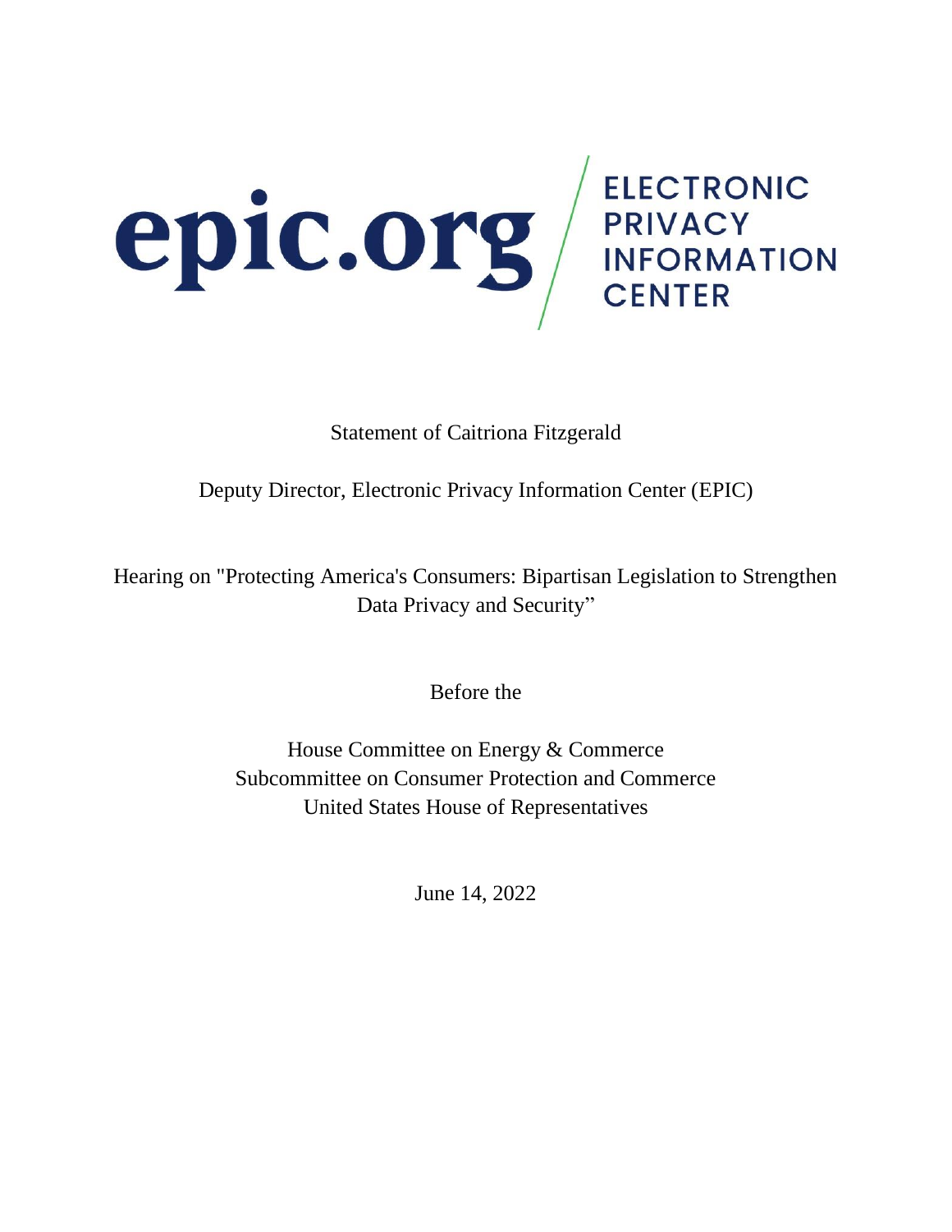epic.org | ELECTRONIC PRIVACY INFORMATION CENTER

Statement of Caitriona Fitzgerald

Deputy Director, Electronic Privacy Information Center (EPIC)

Hearing on "Protecting America's Consumers: Bipartisan Legislation to Strengthen Data Privacy and Security"

Before the

House Committee on Energy & Commerce
Subcommittee on Consumer Protection and Commerce
United States House of Representatives

June 14, 2022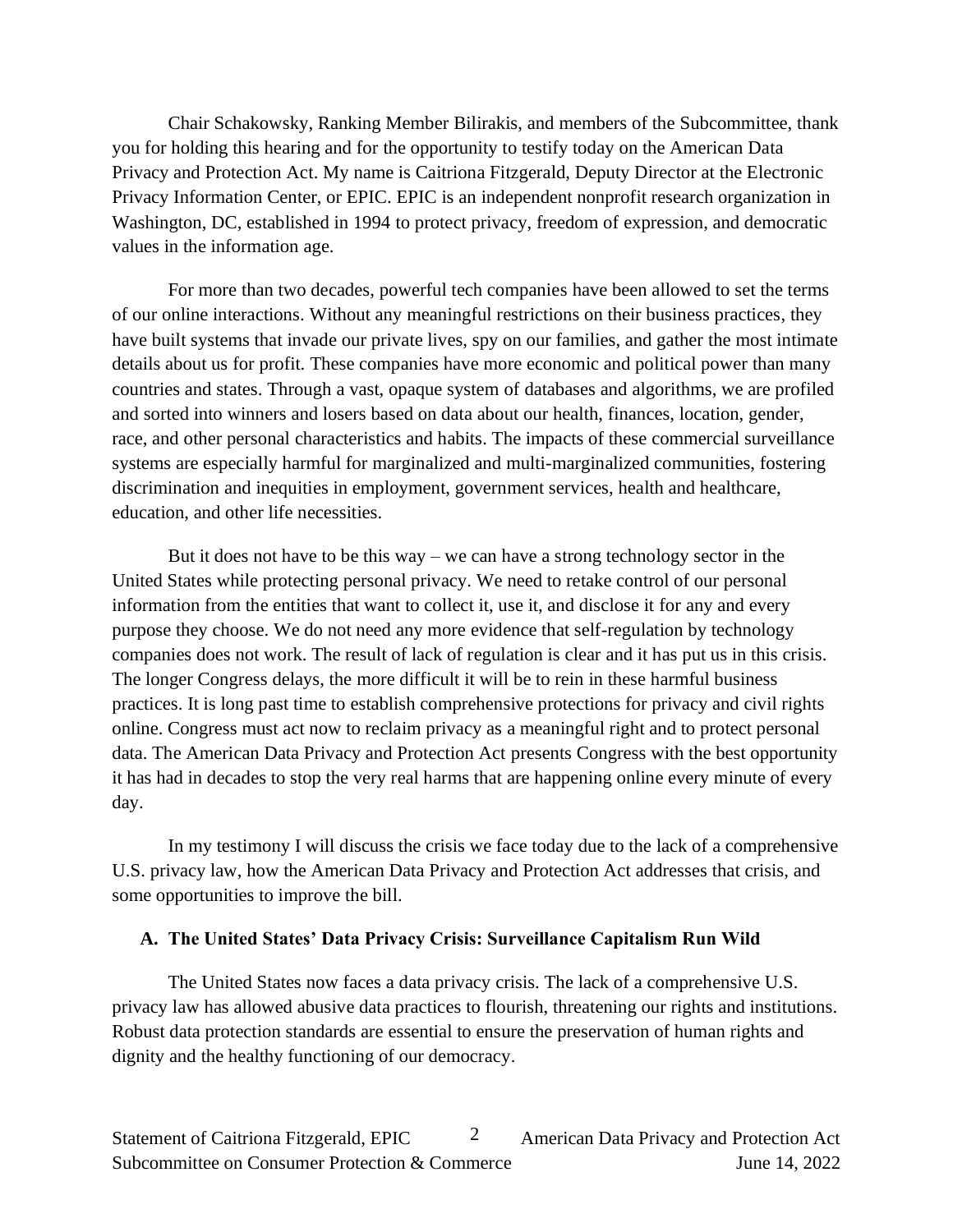Chair Schakowsky, Ranking Member Bilirakis, and members of the Subcommittee, thank you for holding this hearing and for the opportunity to testify today on the American Data Privacy and Protection Act. My name is Caitriona Fitzgerald, Deputy Director at the Electronic Privacy Information Center, or EPIC. EPIC is an independent nonprofit research organization in Washington, DC, established in 1994 to protect privacy, freedom of expression, and democratic values in the information age.

For more than two decades, powerful tech companies have been allowed to set the terms of our online interactions. Without any meaningful restrictions on their business practices, they have built systems that invade our private lives, spy on our families, and gather the most intimate details about us for profit. These companies have more economic and political power than many countries and states. Through a vast, opaque system of databases and algorithms, we are profiled and sorted into winners and losers based on data about our health, finances, location, gender, race, and other personal characteristics and habits. The impacts of these commercial surveillance systems are especially harmful for marginalized and multi-marginalized communities, fostering discrimination and inequities in employment, government services, health and healthcare, education, and other life necessities.

But it does not have to be this way – we can have a strong technology sector in the United States while protecting personal privacy. We need to retake control of our personal information from the entities that want to collect it, use it, and disclose it for any and every purpose they choose. We do not need any more evidence that self-regulation by technology companies does not work. The result of lack of regulation is clear and it has put us in this crisis. The longer Congress delays, the more difficult it will be to rein in these harmful business practices. It is long past time to establish comprehensive protections for privacy and civil rights online. Congress must act now to reclaim privacy as a meaningful right and to protect personal data. The American Data Privacy and Protection Act presents Congress with the best opportunity it has had in decades to stop the very real harms that are happening online every minute of every day.

In my testimony I will discuss the crisis we face today due to the lack of a comprehensive U.S. privacy law, how the American Data Privacy and Protection Act addresses that crisis, and some opportunities to improve the bill.

## A. The United States' Data Privacy Crisis: Surveillance Capitalism Run Wild

The United States now faces a data privacy crisis. The lack of a comprehensive U.S. privacy law has allowed abusive data practices to flourish, threatening our rights and institutions. Robust data protection standards are essential to ensure the preservation of human rights and dignity and the healthy functioning of our democracy.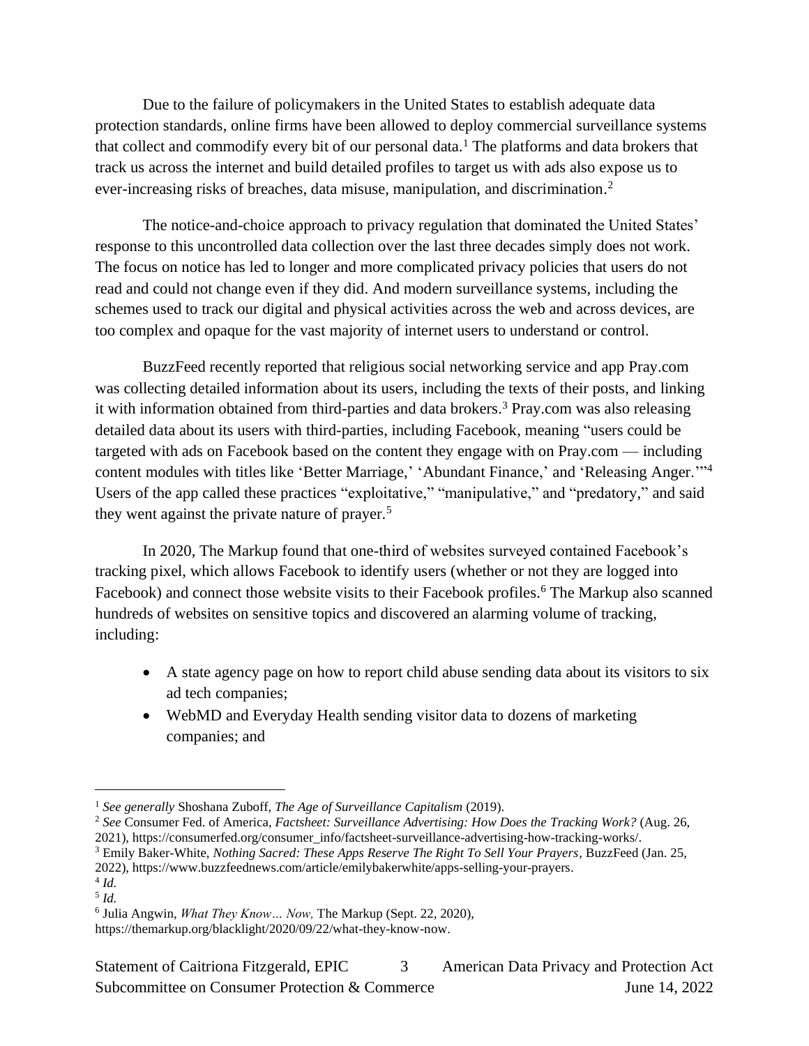Due to the failure of policymakers in the United States to establish adequate data protection standards, online firms have been allowed to deploy commercial surveillance systems that collect and commodify every bit of our personal data.[1] The platforms and data brokers that track us across the internet and build detailed profiles to target us with ads also expose us to ever-increasing risks of breaches, data misuse, manipulation, and discrimination.[2]

The notice-and-choice approach to privacy regulation that dominated the United States' response to this uncontrolled data collection over the last three decades simply does not work. The focus on notice has led to longer and more complicated privacy policies that users do not read and could not change even if they did. And modern surveillance systems, including the schemes used to track our digital and physical activities across the web and across devices, are too complex and opaque for the vast majority of internet users to understand or control.

BuzzFeed recently reported that religious social networking service and app Pray.com was collecting detailed information about its users, including the texts of their posts, and linking it with information obtained from third-parties and data brokers.[3] Pray.com was also releasing detailed data about its users with third-parties, including Facebook, meaning "users could be targeted with ads on Facebook based on the content they engage with on Pray.com — including content modules with titles like 'Better Marriage,' 'Abundant Finance,' and 'Releasing Anger.'"[4] Users of the app called these practices "exploitative," "manipulative," and "predatory," and said they went against the private nature of prayer.[5]

In 2020, The Markup found that one-third of websites surveyed contained Facebook's tracking pixel, which allows Facebook to identify users (whether or not they are logged into Facebook) and connect those website visits to their Facebook profiles.[6] The Markup also scanned hundreds of websites on sensitive topics and discovered an alarming volume of tracking, including:

- A state agency page on how to report child abuse sending data about its visitors to six ad tech companies;
- WebMD and Everyday Health sending visitor data to dozens of marketing companies; and

---

[1] *See generally* Shoshana Zuboff, *The Age of Surveillance Capitalism* (2019).

[2] *See* Consumer Fed. of America, *Factsheet: Surveillance Advertising: How Does the Tracking Work?* (Aug. 26, 2021), https://consumerfed.org/consumer_info/factsheet-surveillance-advertising-how-tracking-works/.

[3] Emily Baker-White, *Nothing Sacred: These Apps Reserve The Right To Sell Your Prayers*, BuzzFeed (Jan. 25, 2022), https://www.buzzfeednews.com/article/emilybakerwhite/apps-selling-your-prayers.

[4] *Id.*

[5] *Id.*

[6] Julia Angwin, *What They Know… Now,* The Markup (Sept. 22, 2020), https://themarkup.org/blacklight/2020/09/22/what-they-know-now.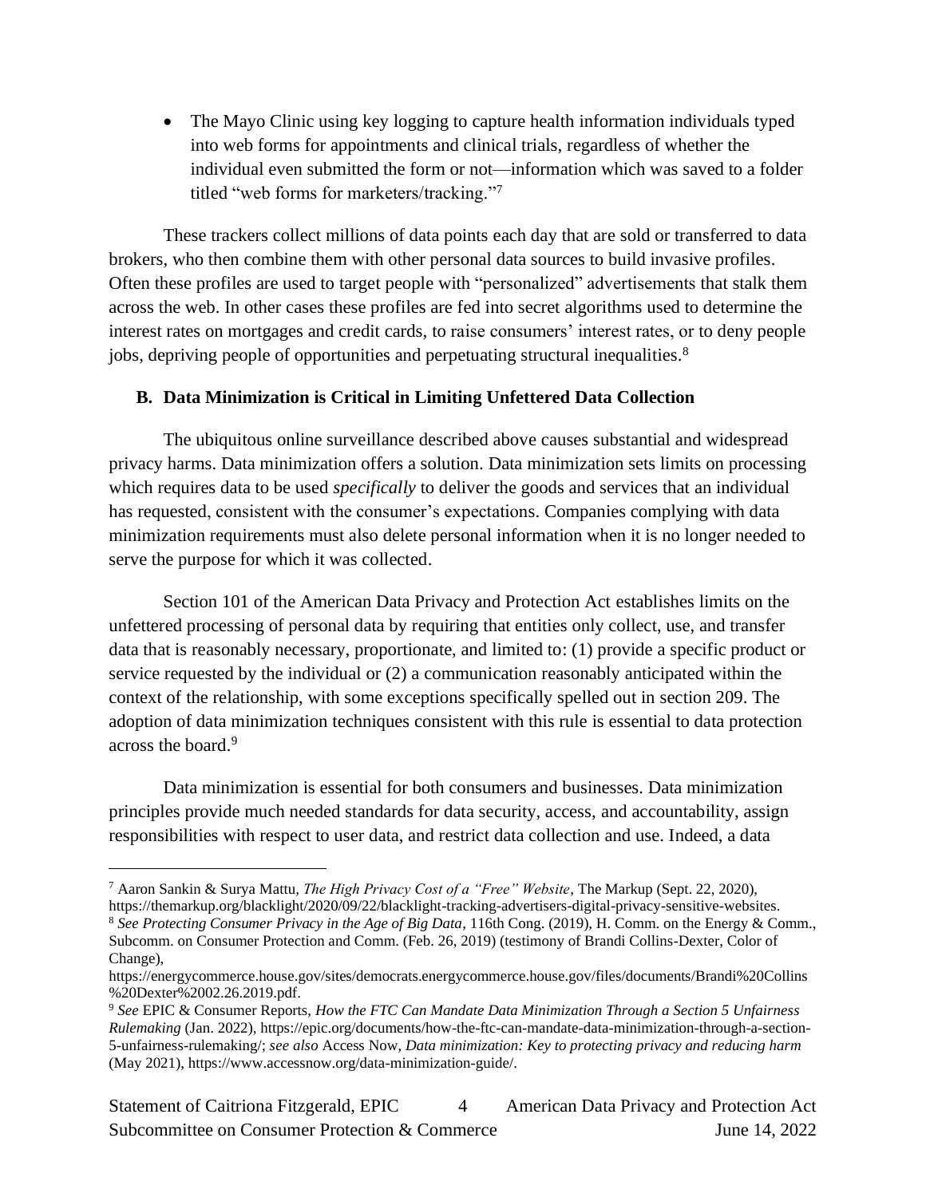- The Mayo Clinic using key logging to capture health information individuals typed into web forms for appointments and clinical trials, regardless of whether the individual even submitted the form or not—information which was saved to a folder titled "web forms for marketers/tracking."[7]

These trackers collect millions of data points each day that are sold or transferred to data brokers, who then combine them with other personal data sources to build invasive profiles. Often these profiles are used to target people with "personalized" advertisements that stalk them across the web. In other cases these profiles are fed into secret algorithms used to determine the interest rates on mortgages and credit cards, to raise consumers' interest rates, or to deny people jobs, depriving people of opportunities and perpetuating structural inequalities.[8]

### B. Data Minimization is Critical in Limiting Unfettered Data Collection

The ubiquitous online surveillance described above causes substantial and widespread privacy harms. Data minimization offers a solution. Data minimization sets limits on processing which requires data to be used *specifically* to deliver the goods and services that an individual has requested, consistent with the consumer's expectations. Companies complying with data minimization requirements must also delete personal information when it is no longer needed to serve the purpose for which it was collected.

Section 101 of the American Data Privacy and Protection Act establishes limits on the unfettered processing of personal data by requiring that entities only collect, use, and transfer data that is reasonably necessary, proportionate, and limited to: (1) provide a specific product or service requested by the individual or (2) a communication reasonably anticipated within the context of the relationship, with some exceptions specifically spelled out in section 209. The adoption of data minimization techniques consistent with this rule is essential to data protection across the board.[9]

Data minimization is essential for both consumers and businesses. Data minimization principles provide much needed standards for data security, access, and accountability, assign responsibilities with respect to user data, and restrict data collection and use. Indeed, a data

---

[7] Aaron Sankin & Surya Mattu, *The High Privacy Cost of a "Free" Website*, The Markup (Sept. 22, 2020), https://themarkup.org/blacklight/2020/09/22/blacklight-tracking-advertisers-digital-privacy-sensitive-websites.

[8] *See Protecting Consumer Privacy in the Age of Big Data*, 116th Cong. (2019), H. Comm. on the Energy & Comm., Subcomm. on Consumer Protection and Comm. (Feb. 26, 2019) (testimony of Brandi Collins-Dexter, Color of Change), https://energycommerce.house.gov/sites/democrats.energycommerce.house.gov/files/documents/Brandi%20Collins%20Dexter%2002.26.2019.pdf.

[9] *See* EPIC & Consumer Reports, *How the FTC Can Mandate Data Minimization Through a Section 5 Unfairness Rulemaking* (Jan. 2022), https://epic.org/documents/how-the-ftc-can-mandate-data-minimization-through-a-section-5-unfairness-rulemaking/; *see also* Access Now, *Data minimization: Key to protecting privacy and reducing harm* (May 2021), https://www.accessnow.org/data-minimization-guide/.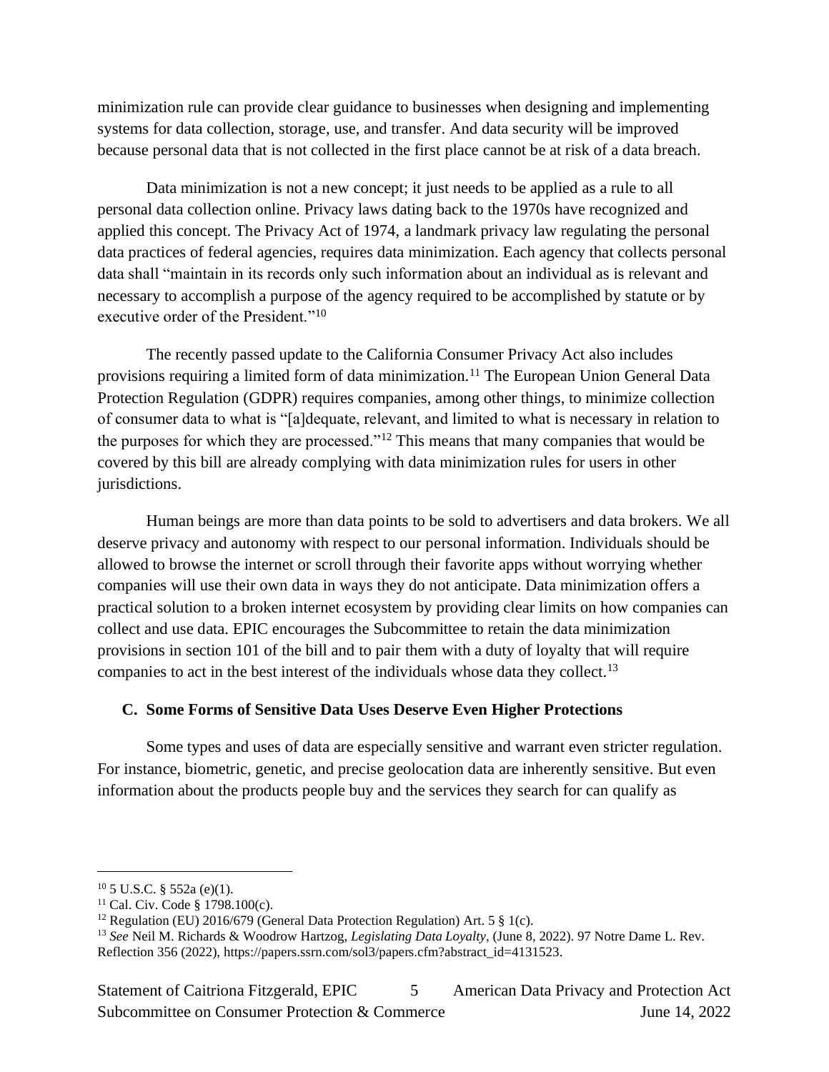minimization rule can provide clear guidance to businesses when designing and implementing systems for data collection, storage, use, and transfer. And data security will be improved because personal data that is not collected in the first place cannot be at risk of a data breach.

Data minimization is not a new concept; it just needs to be applied as a rule to all personal data collection online. Privacy laws dating back to the 1970s have recognized and applied this concept. The Privacy Act of 1974, a landmark privacy law regulating the personal data practices of federal agencies, requires data minimization. Each agency that collects personal data shall "maintain in its records only such information about an individual as is relevant and necessary to accomplish a purpose of the agency required to be accomplished by statute or by executive order of the President."[10]

The recently passed update to the California Consumer Privacy Act also includes provisions requiring a limited form of data minimization.[11] The European Union General Data Protection Regulation (GDPR) requires companies, among other things, to minimize collection of consumer data to what is "[a]dequate, relevant, and limited to what is necessary in relation to the purposes for which they are processed."[12] This means that many companies that would be covered by this bill are already complying with data minimization rules for users in other jurisdictions.

Human beings are more than data points to be sold to advertisers and data brokers. We all deserve privacy and autonomy with respect to our personal information. Individuals should be allowed to browse the internet or scroll through their favorite apps without worrying whether companies will use their own data in ways they do not anticipate. Data minimization offers a practical solution to a broken internet ecosystem by providing clear limits on how companies can collect and use data. EPIC encourages the Subcommittee to retain the data minimization provisions in section 101 of the bill and to pair them with a duty of loyalty that will require companies to act in the best interest of the individuals whose data they collect.[13]

### C. Some Forms of Sensitive Data Uses Deserve Even Higher Protections

Some types and uses of data are especially sensitive and warrant even stricter regulation. For instance, biometric, genetic, and precise geolocation data are inherently sensitive. But even information about the products people buy and the services they search for can qualify as

---

[10] 5 U.S.C. § 552a (e)(1).

[11] Cal. Civ. Code § 1798.100(c).

[12] Regulation (EU) 2016/679 (General Data Protection Regulation) Art. 5 § 1(c).

[13] *See* Neil M. Richards & Woodrow Hartzog, *Legislating Data Loyalty*, (June 8, 2022). 97 Notre Dame L. Rev. Reflection 356 (2022), https://papers.ssrn.com/sol3/papers.cfm?abstract_id=4131523.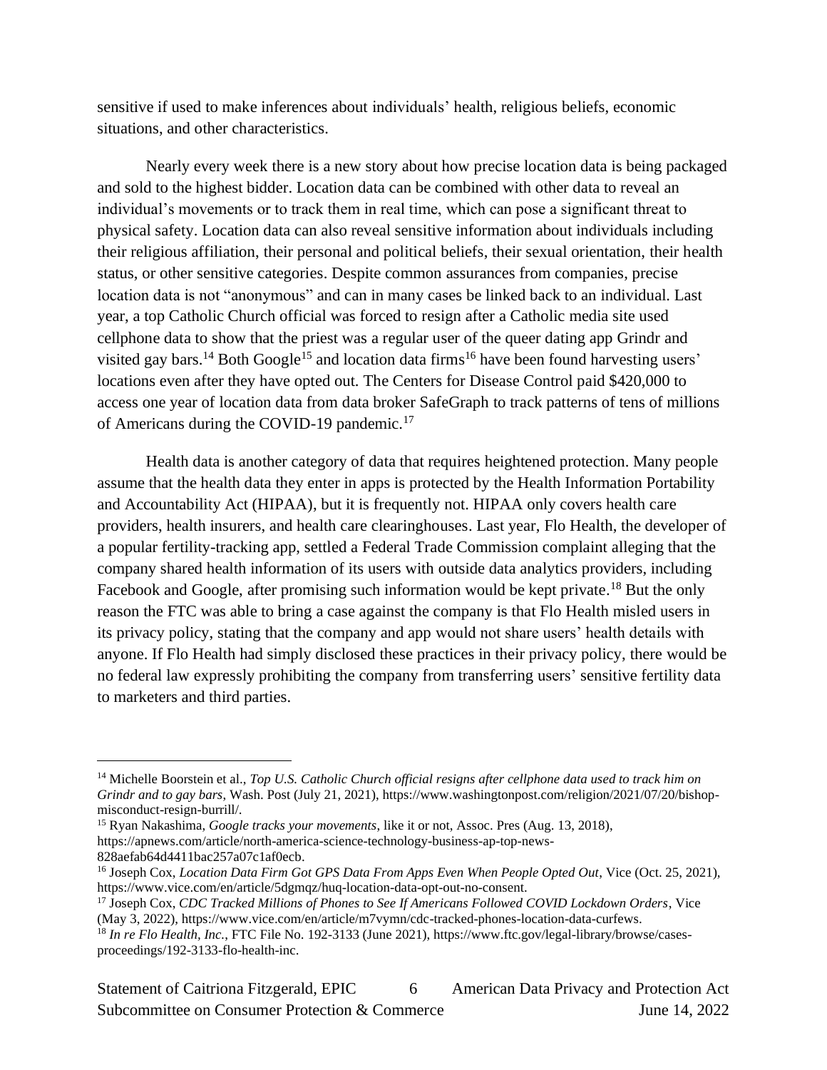sensitive if used to make inferences about individuals' health, religious beliefs, economic situations, and other characteristics.

Nearly every week there is a new story about how precise location data is being packaged and sold to the highest bidder. Location data can be combined with other data to reveal an individual's movements or to track them in real time, which can pose a significant threat to physical safety. Location data can also reveal sensitive information about individuals including their religious affiliation, their personal and political beliefs, their sexual orientation, their health status, or other sensitive categories. Despite common assurances from companies, precise location data is not "anonymous" and can in many cases be linked back to an individual. Last year, a top Catholic Church official was forced to resign after a Catholic media site used cellphone data to show that the priest was a regular user of the queer dating app Grindr and visited gay bars.[14] Both Google[15] and location data firms[16] have been found harvesting users' locations even after they have opted out. The Centers for Disease Control paid $420,000 to access one year of location data from data broker SafeGraph to track patterns of tens of millions of Americans during the COVID-19 pandemic.[17]

Health data is another category of data that requires heightened protection. Many people assume that the health data they enter in apps is protected by the Health Information Portability and Accountability Act (HIPAA), but it is frequently not. HIPAA only covers health care providers, health insurers, and health care clearinghouses. Last year, Flo Health, the developer of a popular fertility-tracking app, settled a Federal Trade Commission complaint alleging that the company shared health information of its users with outside data analytics providers, including Facebook and Google, after promising such information would be kept private.[18] But the only reason the FTC was able to bring a case against the company is that Flo Health misled users in its privacy policy, stating that the company and app would not share users' health details with anyone. If Flo Health had simply disclosed these practices in their privacy policy, there would be no federal law expressly prohibiting the company from transferring users' sensitive fertility data to marketers and third parties.

---

[14] Michelle Boorstein et al., *Top U.S. Catholic Church official resigns after cellphone data used to track him on Grindr and to gay bars*, Wash. Post (July 21, 2021), https://www.washingtonpost.com/religion/2021/07/20/bishop-misconduct-resign-burrill/.

[15] Ryan Nakashima, *Google tracks your movements*, like it or not, Assoc. Pres (Aug. 13, 2018), https://apnews.com/article/north-america-science-technology-business-ap-top-news-828aefab64d4411bac257a07c1af0ecb.

[16] Joseph Cox, *Location Data Firm Got GPS Data From Apps Even When People Opted Out*, Vice (Oct. 25, 2021), https://www.vice.com/en/article/5dgmqz/huq-location-data-opt-out-no-consent.

[17] Joseph Cox, *CDC Tracked Millions of Phones to See If Americans Followed COVID Lockdown Orders*, Vice (May 3, 2022), https://www.vice.com/en/article/m7vymn/cdc-tracked-phones-location-data-curfews.

[18] *In re Flo Health, Inc.*, FTC File No. 192-3133 (June 2021), https://www.ftc.gov/legal-library/browse/cases-proceedings/192-3133-flo-health-inc.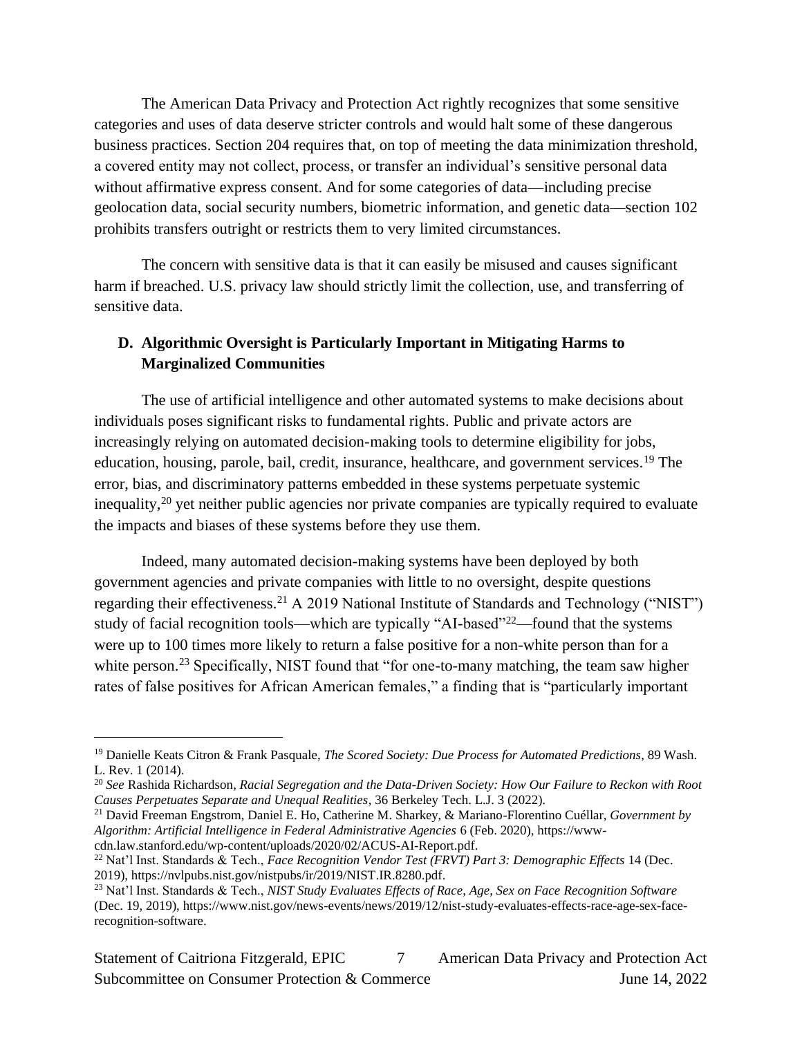The American Data Privacy and Protection Act rightly recognizes that some sensitive categories and uses of data deserve stricter controls and would halt some of these dangerous business practices. Section 204 requires that, on top of meeting the data minimization threshold, a covered entity may not collect, process, or transfer an individual's sensitive personal data without affirmative express consent. And for some categories of data—including precise geolocation data, social security numbers, biometric information, and genetic data—section 102 prohibits transfers outright or restricts them to very limited circumstances.

The concern with sensitive data is that it can easily be misused and causes significant harm if breached. U.S. privacy law should strictly limit the collection, use, and transferring of sensitive data.

### D. Algorithmic Oversight is Particularly Important in Mitigating Harms to Marginalized Communities

The use of artificial intelligence and other automated systems to make decisions about individuals poses significant risks to fundamental rights. Public and private actors are increasingly relying on automated decision-making tools to determine eligibility for jobs, education, housing, parole, bail, credit, insurance, healthcare, and government services.[19] The error, bias, and discriminatory patterns embedded in these systems perpetuate systemic inequality,[20] yet neither public agencies nor private companies are typically required to evaluate the impacts and biases of these systems before they use them.

Indeed, many automated decision-making systems have been deployed by both government agencies and private companies with little to no oversight, despite questions regarding their effectiveness.[21] A 2019 National Institute of Standards and Technology ("NIST") study of facial recognition tools—which are typically "AI-based"[22]—found that the systems were up to 100 times more likely to return a false positive for a non-white person than for a white person.[23] Specifically, NIST found that "for one-to-many matching, the team saw higher rates of false positives for African American females," a finding that is "particularly important

---

[19] Danielle Keats Citron & Frank Pasquale, *The Scored Society: Due Process for Automated Predictions*, 89 Wash. L. Rev. 1 (2014).

[20] *See* Rashida Richardson, *Racial Segregation and the Data-Driven Society: How Our Failure to Reckon with Root Causes Perpetuates Separate and Unequal Realities*, 36 Berkeley Tech. L.J. 3 (2022).

[21] David Freeman Engstrom, Daniel E. Ho, Catherine M. Sharkey, & Mariano-Florentino Cuéllar, *Government by Algorithm: Artificial Intelligence in Federal Administrative Agencies* 6 (Feb. 2020), https://www-cdn.law.stanford.edu/wp-content/uploads/2020/02/ACUS-AI-Report.pdf.

[22] Nat'l Inst. Standards & Tech., *Face Recognition Vendor Test (FRVT) Part 3: Demographic Effects* 14 (Dec. 2019), https://nvlpubs.nist.gov/nistpubs/ir/2019/NIST.IR.8280.pdf.

[23] Nat'l Inst. Standards & Tech., *NIST Study Evaluates Effects of Race, Age, Sex on Face Recognition Software* (Dec. 19, 2019), https://www.nist.gov/news-events/news/2019/12/nist-study-evaluates-effects-race-age-sex-face-recognition-software.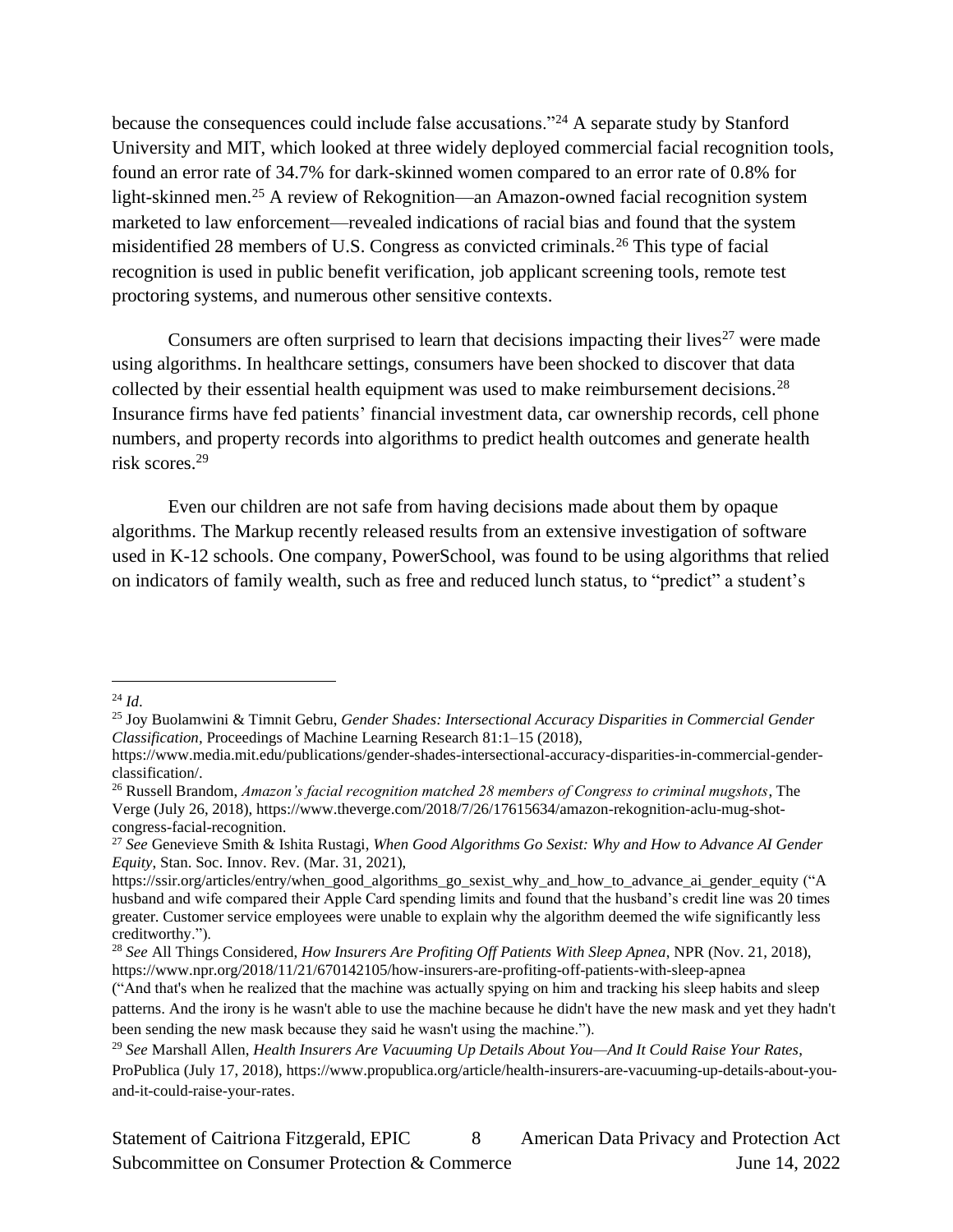because the consequences could include false accusations."[24] A separate study by Stanford University and MIT, which looked at three widely deployed commercial facial recognition tools, found an error rate of 34.7% for dark-skinned women compared to an error rate of 0.8% for light-skinned men.[25] A review of Rekognition—an Amazon-owned facial recognition system marketed to law enforcement—revealed indications of racial bias and found that the system misidentified 28 members of U.S. Congress as convicted criminals.[26] This type of facial recognition is used in public benefit verification, job applicant screening tools, remote test proctoring systems, and numerous other sensitive contexts.

Consumers are often surprised to learn that decisions impacting their lives[27] were made using algorithms. In healthcare settings, consumers have been shocked to discover that data collected by their essential health equipment was used to make reimbursement decisions.[28] Insurance firms have fed patients' financial investment data, car ownership records, cell phone numbers, and property records into algorithms to predict health outcomes and generate health risk scores.[29]

Even our children are not safe from having decisions made about them by opaque algorithms. The Markup recently released results from an extensive investigation of software used in K-12 schools. One company, PowerSchool, was found to be using algorithms that relied on indicators of family wealth, such as free and reduced lunch status, to "predict" a student's

---

[24] *Id*.

[25] Joy Buolamwini & Timnit Gebru, *Gender Shades: Intersectional Accuracy Disparities in Commercial Gender Classification*, Proceedings of Machine Learning Research 81:1–15 (2018), https://www.media.mit.edu/publications/gender-shades-intersectional-accuracy-disparities-in-commercial-gender-classification/.

[26] Russell Brandom, *Amazon's facial recognition matched 28 members of Congress to criminal mugshots*, The Verge (July 26, 2018), https://www.theverge.com/2018/7/26/17615634/amazon-rekognition-aclu-mug-shot-congress-facial-recognition.

[27] *See* Genevieve Smith & Ishita Rustagi, *When Good Algorithms Go Sexist: Why and How to Advance AI Gender Equity*, Stan. Soc. Innov. Rev. (Mar. 31, 2021), https://ssir.org/articles/entry/when_good_algorithms_go_sexist_why_and_how_to_advance_ai_gender_equity ("A husband and wife compared their Apple Card spending limits and found that the husband's credit line was 20 times greater. Customer service employees were unable to explain why the algorithm deemed the wife significantly less creditworthy.").

[28] *See* All Things Considered, *How Insurers Are Profiting Off Patients With Sleep Apnea*, NPR (Nov. 21, 2018), https://www.npr.org/2018/11/21/670142105/how-insurers-are-profiting-off-patients-with-sleep-apnea ("And that's when he realized that the machine was actually spying on him and tracking his sleep habits and sleep patterns. And the irony is he wasn't able to use the machine because he didn't have the new mask and yet they hadn't been sending the new mask because they said he wasn't using the machine.").

[29] *See* Marshall Allen, *Health Insurers Are Vacuuming Up Details About You—And It Could Raise Your Rates*, ProPublica (July 17, 2018), https://www.propublica.org/article/health-insurers-are-vacuuming-up-details-about-you-and-it-could-raise-your-rates.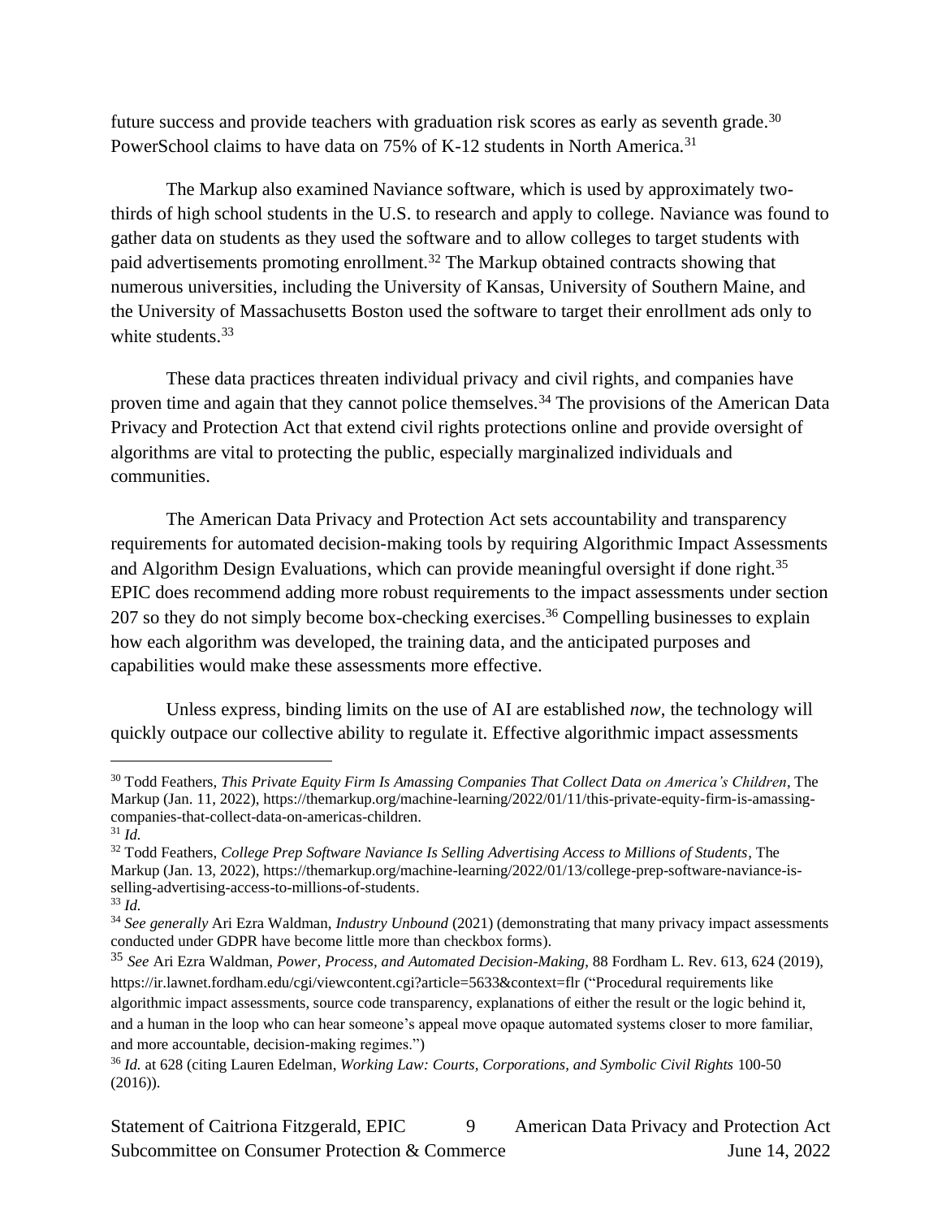future success and provide teachers with graduation risk scores as early as seventh grade.[30] PowerSchool claims to have data on 75% of K-12 students in North America.[31]

The Markup also examined Naviance software, which is used by approximately two-thirds of high school students in the U.S. to research and apply to college. Naviance was found to gather data on students as they used the software and to allow colleges to target students with paid advertisements promoting enrollment.[32] The Markup obtained contracts showing that numerous universities, including the University of Kansas, University of Southern Maine, and the University of Massachusetts Boston used the software to target their enrollment ads only to white students.[33]

These data practices threaten individual privacy and civil rights, and companies have proven time and again that they cannot police themselves.[34] The provisions of the American Data Privacy and Protection Act that extend civil rights protections online and provide oversight of algorithms are vital to protecting the public, especially marginalized individuals and communities.

The American Data Privacy and Protection Act sets accountability and transparency requirements for automated decision-making tools by requiring Algorithmic Impact Assessments and Algorithm Design Evaluations, which can provide meaningful oversight if done right.[35] EPIC does recommend adding more robust requirements to the impact assessments under section 207 so they do not simply become box-checking exercises.[36] Compelling businesses to explain how each algorithm was developed, the training data, and the anticipated purposes and capabilities would make these assessments more effective.

Unless express, binding limits on the use of AI are established *now*, the technology will quickly outpace our collective ability to regulate it. Effective algorithmic impact assessments

---

[30] Todd Feathers, *This Private Equity Firm Is Amassing Companies That Collect Data on America's Children*, The Markup (Jan. 11, 2022), https://themarkup.org/machine-learning/2022/01/11/this-private-equity-firm-is-amassing-companies-that-collect-data-on-americas-children.

[31] *Id.*

[32] Todd Feathers, *College Prep Software Naviance Is Selling Advertising Access to Millions of Students*, The Markup (Jan. 13, 2022), https://themarkup.org/machine-learning/2022/01/13/college-prep-software-naviance-is-selling-advertising-access-to-millions-of-students.

[33] *Id.*

[34] *See generally* Ari Ezra Waldman, *Industry Unbound* (2021) (demonstrating that many privacy impact assessments conducted under GDPR have become little more than checkbox forms).

[35] *See* Ari Ezra Waldman, *Power, Process, and Automated Decision-Making*, 88 Fordham L. Rev. 613, 624 (2019), https://ir.lawnet.fordham.edu/cgi/viewcontent.cgi?article=5633&context=flr ("Procedural requirements like algorithmic impact assessments, source code transparency, explanations of either the result or the logic behind it, and a human in the loop who can hear someone's appeal move opaque automated systems closer to more familiar, and more accountable, decision-making regimes.")

[36] *Id.* at 628 (citing Lauren Edelman, *Working Law: Courts, Corporations, and Symbolic Civil Rights* 100-50 (2016)).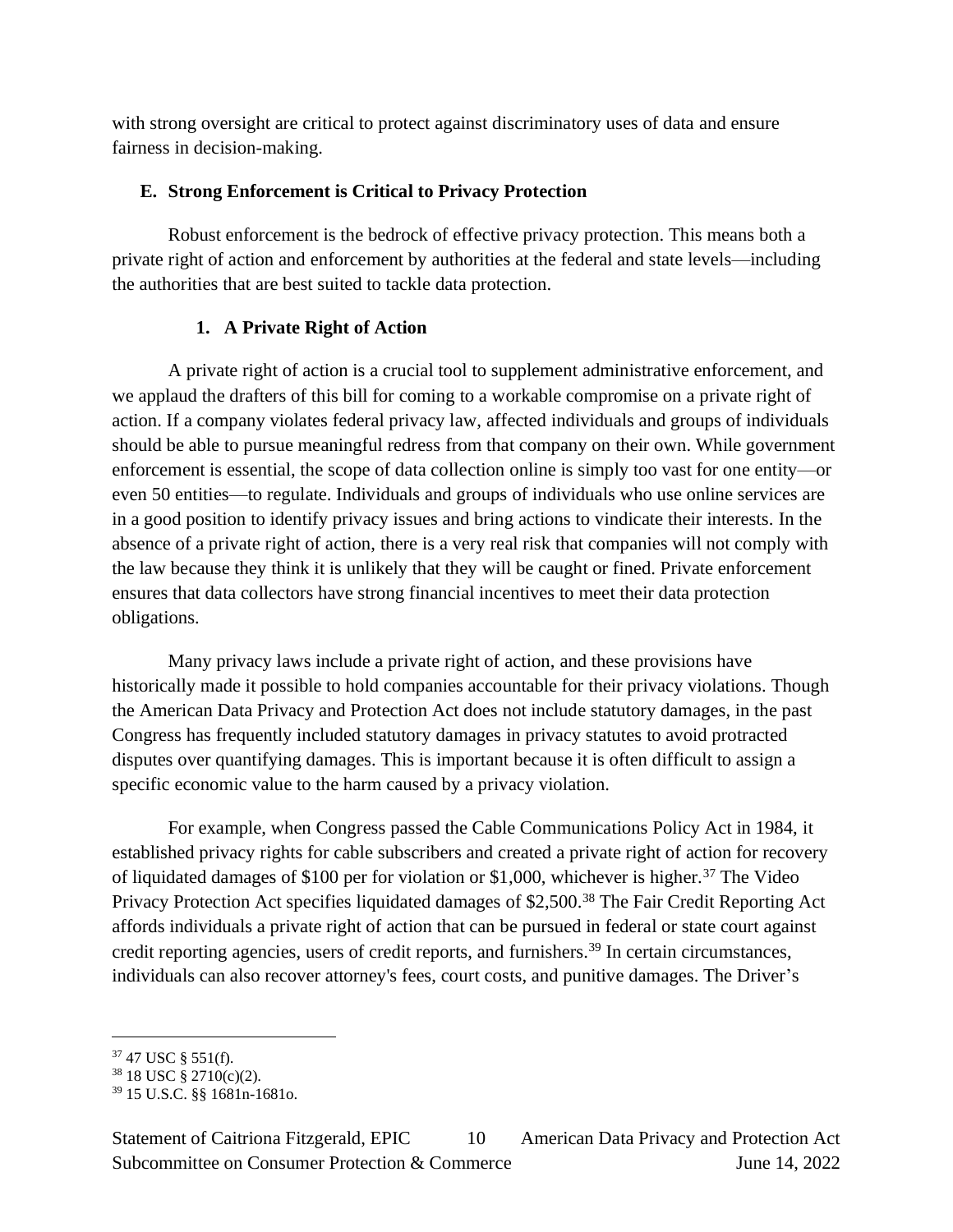with strong oversight are critical to protect against discriminatory uses of data and ensure fairness in decision-making.

### E. Strong Enforcement is Critical to Privacy Protection

Robust enforcement is the bedrock of effective privacy protection. This means both a private right of action and enforcement by authorities at the federal and state levels—including the authorities that are best suited to tackle data protection.

#### 1. A Private Right of Action

A private right of action is a crucial tool to supplement administrative enforcement, and we applaud the drafters of this bill for coming to a workable compromise on a private right of action. If a company violates federal privacy law, affected individuals and groups of individuals should be able to pursue meaningful redress from that company on their own. While government enforcement is essential, the scope of data collection online is simply too vast for one entity—or even 50 entities—to regulate. Individuals and groups of individuals who use online services are in a good position to identify privacy issues and bring actions to vindicate their interests. In the absence of a private right of action, there is a very real risk that companies will not comply with the law because they think it is unlikely that they will be caught or fined. Private enforcement ensures that data collectors have strong financial incentives to meet their data protection obligations.

Many privacy laws include a private right of action, and these provisions have historically made it possible to hold companies accountable for their privacy violations. Though the American Data Privacy and Protection Act does not include statutory damages, in the past Congress has frequently included statutory damages in privacy statutes to avoid protracted disputes over quantifying damages. This is important because it is often difficult to assign a specific economic value to the harm caused by a privacy violation.

For example, when Congress passed the Cable Communications Policy Act in 1984, it established privacy rights for cable subscribers and created a private right of action for recovery of liquidated damages of $100 per for violation or $1,000, whichever is higher.[37] The Video Privacy Protection Act specifies liquidated damages of $2,500.[38] The Fair Credit Reporting Act affords individuals a private right of action that can be pursued in federal or state court against credit reporting agencies, users of credit reports, and furnishers.[39] In certain circumstances, individuals can also recover attorney's fees, court costs, and punitive damages. The Driver's

---

[37] 47 USC § 551(f).

[38] 18 USC § 2710(c)(2).

[39] 15 U.S.C. §§ 1681n-1681o.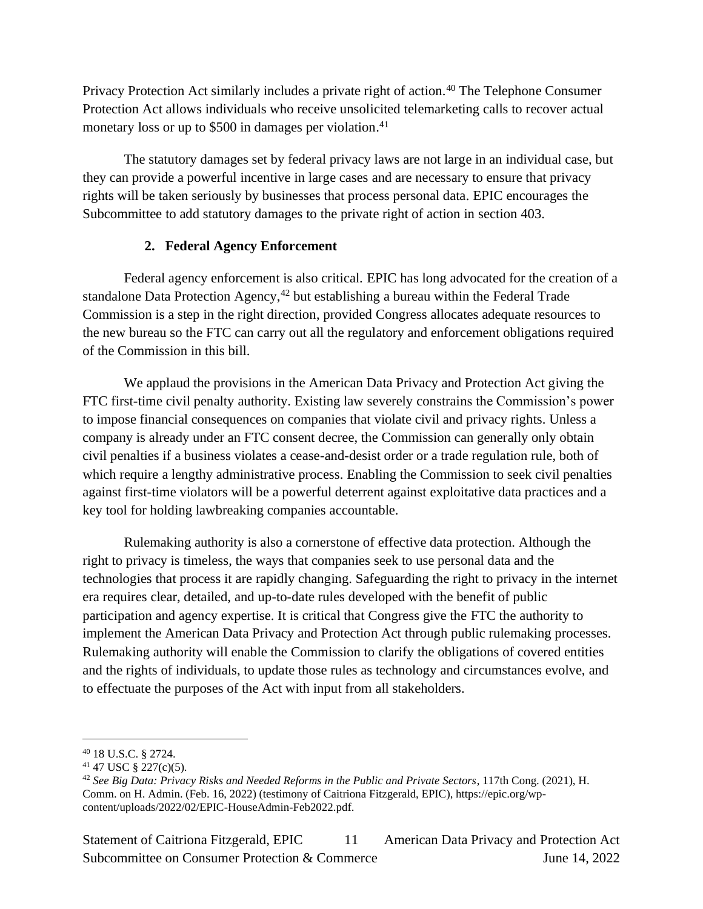Privacy Protection Act similarly includes a private right of action.[40] The Telephone Consumer Protection Act allows individuals who receive unsolicited telemarketing calls to recover actual monetary loss or up to $500 in damages per violation.[41]

The statutory damages set by federal privacy laws are not large in an individual case, but they can provide a powerful incentive in large cases and are necessary to ensure that privacy rights will be taken seriously by businesses that process personal data. EPIC encourages the Subcommittee to add statutory damages to the private right of action in section 403.

### 2. Federal Agency Enforcement

Federal agency enforcement is also critical. EPIC has long advocated for the creation of a standalone Data Protection Agency,[42] but establishing a bureau within the Federal Trade Commission is a step in the right direction, provided Congress allocates adequate resources to the new bureau so the FTC can carry out all the regulatory and enforcement obligations required of the Commission in this bill.

We applaud the provisions in the American Data Privacy and Protection Act giving the FTC first-time civil penalty authority. Existing law severely constrains the Commission's power to impose financial consequences on companies that violate civil and privacy rights. Unless a company is already under an FTC consent decree, the Commission can generally only obtain civil penalties if a business violates a cease-and-desist order or a trade regulation rule, both of which require a lengthy administrative process. Enabling the Commission to seek civil penalties against first-time violators will be a powerful deterrent against exploitative data practices and a key tool for holding lawbreaking companies accountable.

Rulemaking authority is also a cornerstone of effective data protection. Although the right to privacy is timeless, the ways that companies seek to use personal data and the technologies that process it are rapidly changing. Safeguarding the right to privacy in the internet era requires clear, detailed, and up-to-date rules developed with the benefit of public participation and agency expertise. It is critical that Congress give the FTC the authority to implement the American Data Privacy and Protection Act through public rulemaking processes. Rulemaking authority will enable the Commission to clarify the obligations of covered entities and the rights of individuals, to update those rules as technology and circumstances evolve, and to effectuate the purposes of the Act with input from all stakeholders.

---

[40] 18 U.S.C. § 2724.

[41] 47 USC § 227(c)(5).

[42] *See Big Data: Privacy Risks and Needed Reforms in the Public and Private Sectors*, 117th Cong. (2021), H. Comm. on H. Admin. (Feb. 16, 2022) (testimony of Caitriona Fitzgerald, EPIC), https://epic.org/wp-content/uploads/2022/02/EPIC-HouseAdmin-Feb2022.pdf.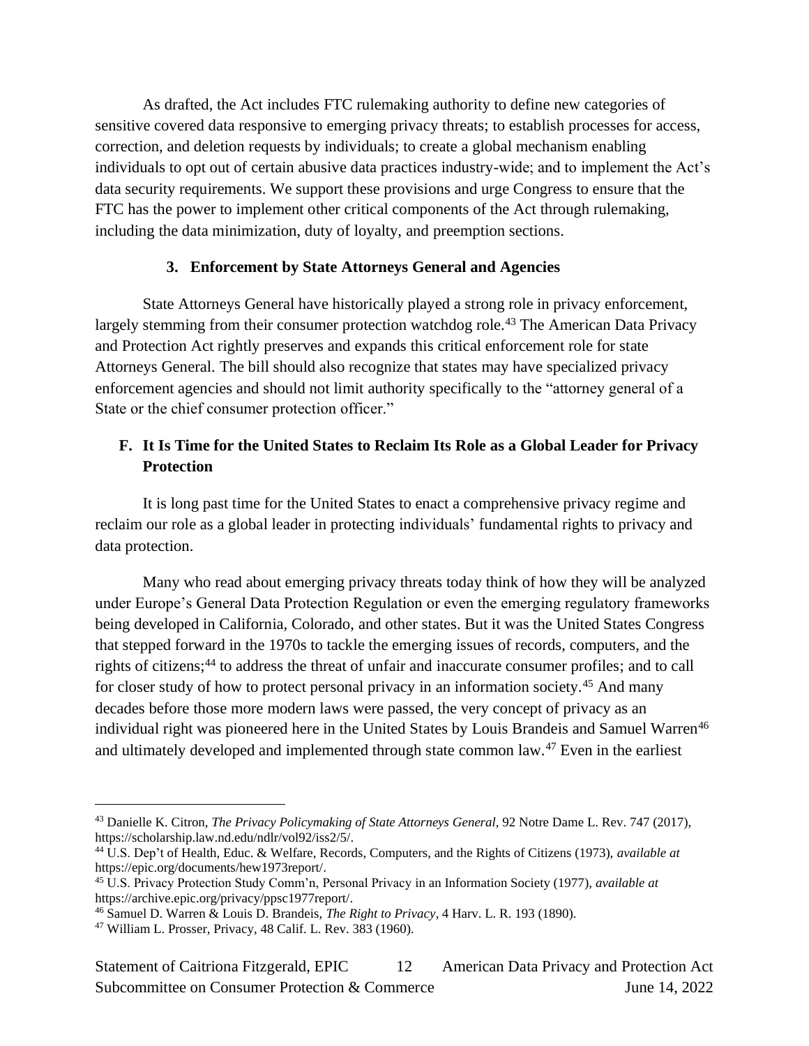As drafted, the Act includes FTC rulemaking authority to define new categories of sensitive covered data responsive to emerging privacy threats; to establish processes for access, correction, and deletion requests by individuals; to create a global mechanism enabling individuals to opt out of certain abusive data practices industry-wide; and to implement the Act's data security requirements. We support these provisions and urge Congress to ensure that the FTC has the power to implement other critical components of the Act through rulemaking, including the data minimization, duty of loyalty, and preemption sections.

### 3. Enforcement by State Attorneys General and Agencies

State Attorneys General have historically played a strong role in privacy enforcement, largely stemming from their consumer protection watchdog role.[43] The American Data Privacy and Protection Act rightly preserves and expands this critical enforcement role for state Attorneys General. The bill should also recognize that states may have specialized privacy enforcement agencies and should not limit authority specifically to the "attorney general of a State or the chief consumer protection officer."

## F. It Is Time for the United States to Reclaim Its Role as a Global Leader for Privacy Protection

It is long past time for the United States to enact a comprehensive privacy regime and reclaim our role as a global leader in protecting individuals' fundamental rights to privacy and data protection.

Many who read about emerging privacy threats today think of how they will be analyzed under Europe's General Data Protection Regulation or even the emerging regulatory frameworks being developed in California, Colorado, and other states. But it was the United States Congress that stepped forward in the 1970s to tackle the emerging issues of records, computers, and the rights of citizens;[44] to address the threat of unfair and inaccurate consumer profiles; and to call for closer study of how to protect personal privacy in an information society.[45] And many decades before those more modern laws were passed, the very concept of privacy as an individual right was pioneered here in the United States by Louis Brandeis and Samuel Warren[46] and ultimately developed and implemented through state common law.[47] Even in the earliest

---

[43] Danielle K. Citron, *The Privacy Policymaking of State Attorneys General*, 92 Notre Dame L. Rev. 747 (2017), https://scholarship.law.nd.edu/ndlr/vol92/iss2/5/.

[44] U.S. Dep't of Health, Educ. & Welfare, Records, Computers, and the Rights of Citizens (1973), *available at* https://epic.org/documents/hew1973report/.

[45] U.S. Privacy Protection Study Comm'n, Personal Privacy in an Information Society (1977), *available at* https://archive.epic.org/privacy/ppsc1977report/.

[46] Samuel D. Warren & Louis D. Brandeis, *The Right to Privacy*, 4 Harv. L. R. 193 (1890).

[47] William L. Prosser, Privacy, 48 Calif. L. Rev. 383 (1960).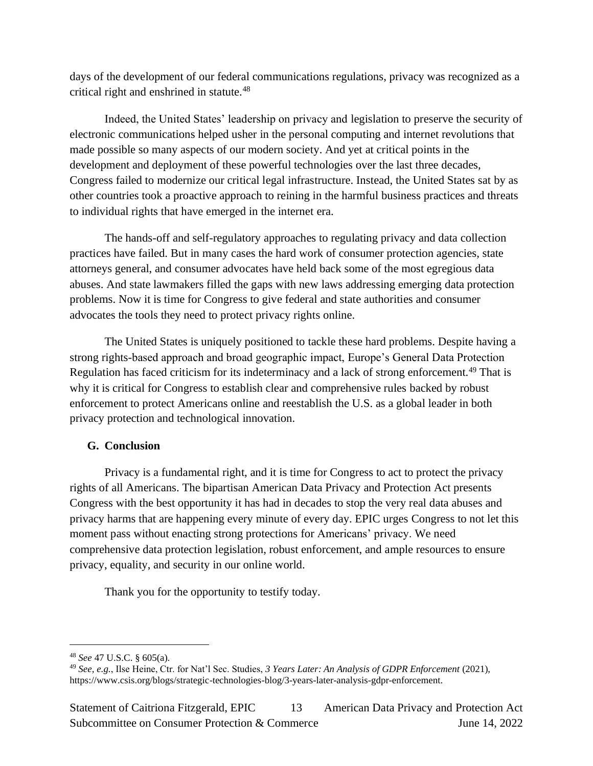days of the development of our federal communications regulations, privacy was recognized as a critical right and enshrined in statute.[48]

Indeed, the United States' leadership on privacy and legislation to preserve the security of electronic communications helped usher in the personal computing and internet revolutions that made possible so many aspects of our modern society. And yet at critical points in the development and deployment of these powerful technologies over the last three decades, Congress failed to modernize our critical legal infrastructure. Instead, the United States sat by as other countries took a proactive approach to reining in the harmful business practices and threats to individual rights that have emerged in the internet era.

The hands-off and self-regulatory approaches to regulating privacy and data collection practices have failed. But in many cases the hard work of consumer protection agencies, state attorneys general, and consumer advocates have held back some of the most egregious data abuses. And state lawmakers filled the gaps with new laws addressing emerging data protection problems. Now it is time for Congress to give federal and state authorities and consumer advocates the tools they need to protect privacy rights online.

The United States is uniquely positioned to tackle these hard problems. Despite having a strong rights-based approach and broad geographic impact, Europe's General Data Protection Regulation has faced criticism for its indeterminacy and a lack of strong enforcement.[49] That is why it is critical for Congress to establish clear and comprehensive rules backed by robust enforcement to protect Americans online and reestablish the U.S. as a global leader in both privacy protection and technological innovation.

### G. Conclusion

Privacy is a fundamental right, and it is time for Congress to act to protect the privacy rights of all Americans. The bipartisan American Data Privacy and Protection Act presents Congress with the best opportunity it has had in decades to stop the very real data abuses and privacy harms that are happening every minute of every day. EPIC urges Congress to not let this moment pass without enacting strong protections for Americans' privacy. We need comprehensive data protection legislation, robust enforcement, and ample resources to ensure privacy, equality, and security in our online world.

Thank you for the opportunity to testify today.

---

[48] *See* 47 U.S.C. § 605(a).

[49] *See, e.g.*, Ilse Heine, Ctr. for Nat'l Sec. Studies, *3 Years Later: An Analysis of GDPR Enforcement* (2021), https://www.csis.org/blogs/strategic-technologies-blog/3-years-later-analysis-gdpr-enforcement.